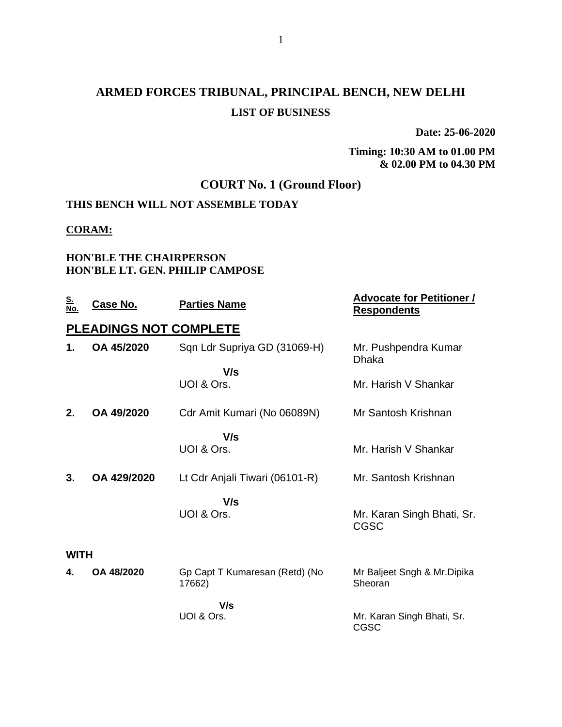# ARMED FORCES TRIBUNAL, PRINCIPAL BENCH, NEW DELHI

## LIST OF BUSINESS

**Date: 25-06-2020**

**Timing: 10:30 AM to 01.00 PM & 02.00 PM to 04.30 PM**

## COURT No. 1 (Ground Floor)

**THIS BENCH WILL NOT ASSEMBLE TODAY**

**CORAM:**

**HON'BLE THE CHAIRPERSON**
**HON'BLE LT. GEN. PHILIP CAMPOSE**

| S. No. | Case No. | Parties Name | Advocate for Petitioner / Respondents |
|---|---|---|---|
| **PLEADINGS NOT COMPLETE** | | | |
| **1.** | **OA 45/2020** | Sqn Ldr Supriya GD (31069-H) | Mr. Pushpendra Kumar Dhaka |
| | | **V/s** | |
| | | UOI & Ors. | Mr. Harish V Shankar |
| **2.** | **OA 49/2020** | Cdr Amit Kumari (No 06089N) | Mr Santosh Krishnan |
| | | **V/s** | |
| | | UOI & Ors. | Mr. Harish V Shankar |
| **3.** | **OA 429/2020** | Lt Cdr Anjali Tiwari (06101-R) | Mr. Santosh Krishnan |
| | | **V/s** | |
| | | UOI & Ors. | Mr. Karan Singh Bhati, Sr. CGSC |
| **WITH** | | | |
| **4.** | **OA 48/2020** | Gp Capt T Kumaresan (Retd) (No 17662) | Mr Baljeet Sngh & Mr.Dipika Sheoran |
| | | **V/s** | |
| | | UOI & Ors. | Mr. Karan Singh Bhati, Sr. CGSC |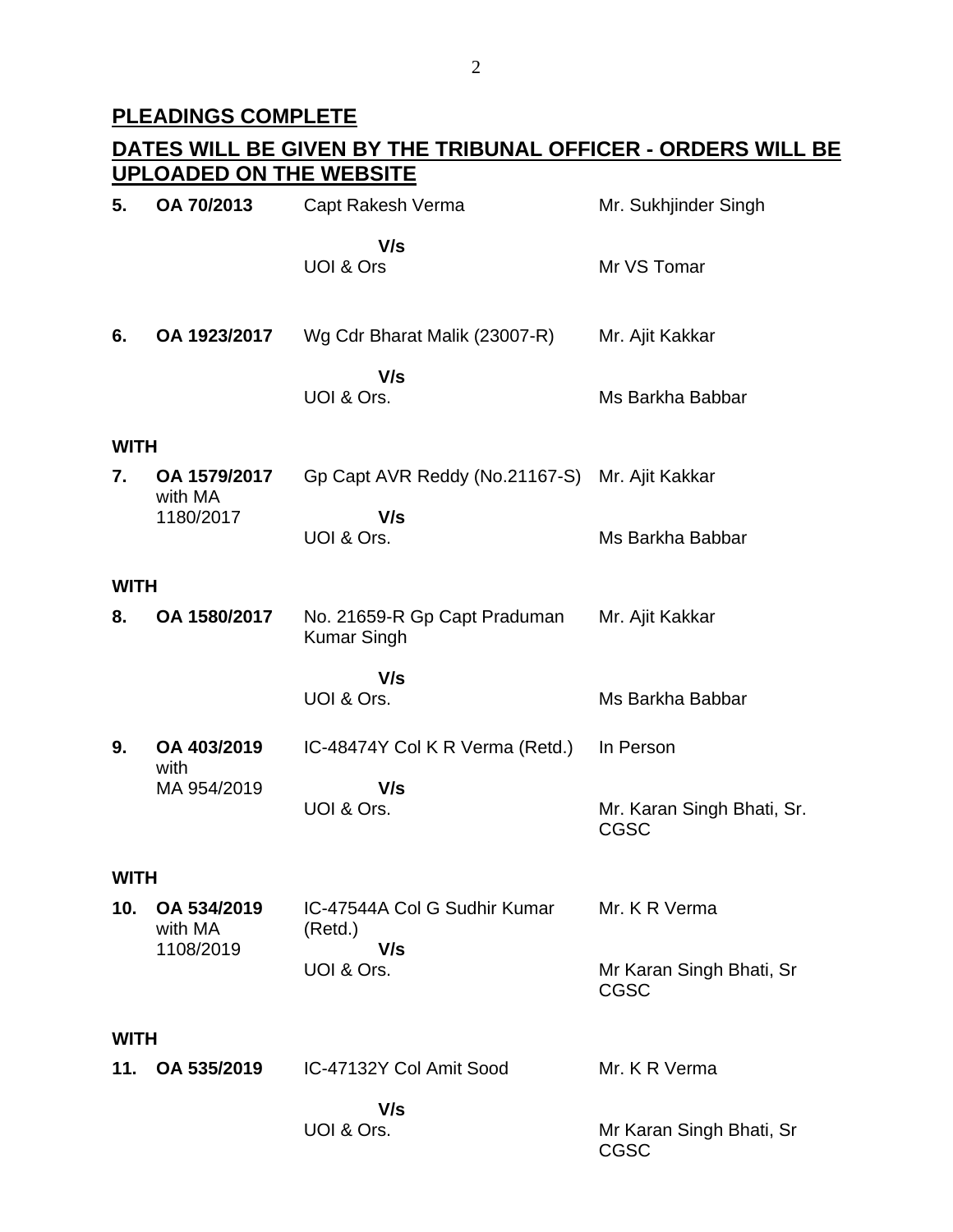## PLEADINGS COMPLETE

## DATES WILL BE GIVEN BY THE TRIBUNAL OFFICER - ORDERS WILL BE UPLOADED ON THE WEBSITE

| | | | |
|---|---|---|---|
| **5.** | **OA 70/2013** | Capt Rakesh Verma<br>**V/s**<br>UOI & Ors | Mr. Sukhjinder Singh<br><br>Mr VS Tomar |
| **6.** | **OA 1923/2017** | Wg Cdr Bharat Malik (23007-R)<br>**V/s**<br>UOI & Ors. | Mr. Ajit Kakkar<br><br>Ms Barkha Babbar |
| **WITH** | | | |
| **7.** | **OA 1579/2017** with MA 1180/2017 | Gp Capt AVR Reddy (No.21167-S)<br>**V/s**<br>UOI & Ors. | Mr. Ajit Kakkar<br><br>Ms Barkha Babbar |
| **WITH** | | | |
| **8.** | **OA 1580/2017** | No. 21659-R Gp Capt Praduman Kumar Singh<br>**V/s**<br>UOI & Ors. | Mr. Ajit Kakkar<br><br>Ms Barkha Babbar |
| **9.** | **OA 403/2019** with MA 954/2019 | IC-48474Y Col K R Verma (Retd.)<br>**V/s**<br>UOI & Ors. | In Person<br><br>Mr. Karan Singh Bhati, Sr. CGSC |
| **WITH** | | | |
| **10.** | **OA 534/2019** with MA 1108/2019 | IC-47544A Col G Sudhir Kumar (Retd.)<br>**V/s**<br>UOI & Ors. | Mr. K R Verma<br><br>Mr Karan Singh Bhati, Sr CGSC |
| **WITH** | | | |
| **11.** | **OA 535/2019** | IC-47132Y Col Amit Sood<br>**V/s**<br>UOI & Ors. | Mr. K R Verma<br><br>Mr Karan Singh Bhati, Sr CGSC |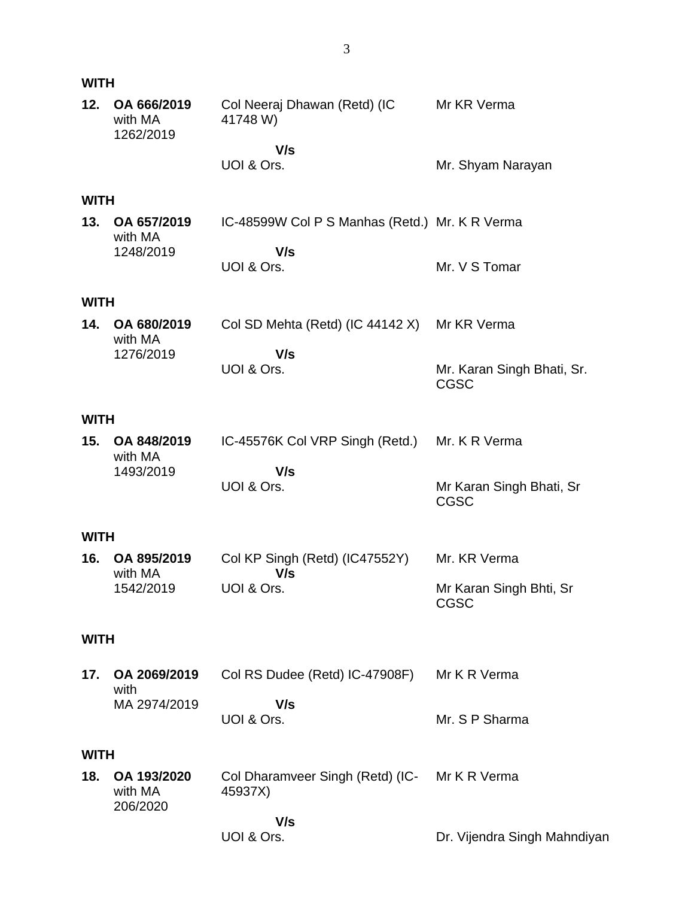**WITH**

| | | | |
|---|---|---|---|
| **12.** | **OA 666/2019** with MA 1262/2019 | Col Neeraj Dhawan (Retd) (IC 41748 W) | Mr KR Verma |
| | | **V/s** UOI & Ors. | Mr. Shyam Narayan |

**WITH**

| | | | |
|---|---|---|---|
| **13.** | **OA 657/2019** with MA 1248/2019 | IC-48599W Col P S Manhas (Retd.) | Mr. K R Verma |
| | | **V/s** UOI & Ors. | Mr. V S Tomar |

**WITH**

| | | | |
|---|---|---|---|
| **14.** | **OA 680/2019** with MA 1276/2019 | Col SD Mehta (Retd) (IC 44142 X) | Mr KR Verma |
| | | **V/s** UOI & Ors. | Mr. Karan Singh Bhati, Sr. CGSC |

**WITH**

| | | | |
|---|---|---|---|
| **15.** | **OA 848/2019** with MA 1493/2019 | IC-45576K Col VRP Singh (Retd.) | Mr. K R Verma |
| | | **V/s** UOI & Ors. | Mr Karan Singh Bhati, Sr CGSC |

**WITH**

| | | | |
|---|---|---|---|
| **16.** | **OA 895/2019** with MA 1542/2019 | Col KP Singh (Retd) (IC47552Y) | Mr. KR Verma |
| | | **V/s** UOI & Ors. | Mr Karan Singh Bhti, Sr CGSC |

**WITH**

| | | | |
|---|---|---|---|
| **17.** | **OA 2069/2019** with MA 2974/2019 | Col RS Dudee (Retd) IC-47908F) | Mr K R Verma |
| | | **V/s** UOI & Ors. | Mr. S P Sharma |

**WITH**

| | | | |
|---|---|---|---|
| **18.** | **OA 193/2020** with MA 206/2020 | Col Dharamveer Singh (Retd) (IC-45937X) | Mr K R Verma |
| | | **V/s** UOI & Ors. | Dr. Vijendra Singh Mahndiyan |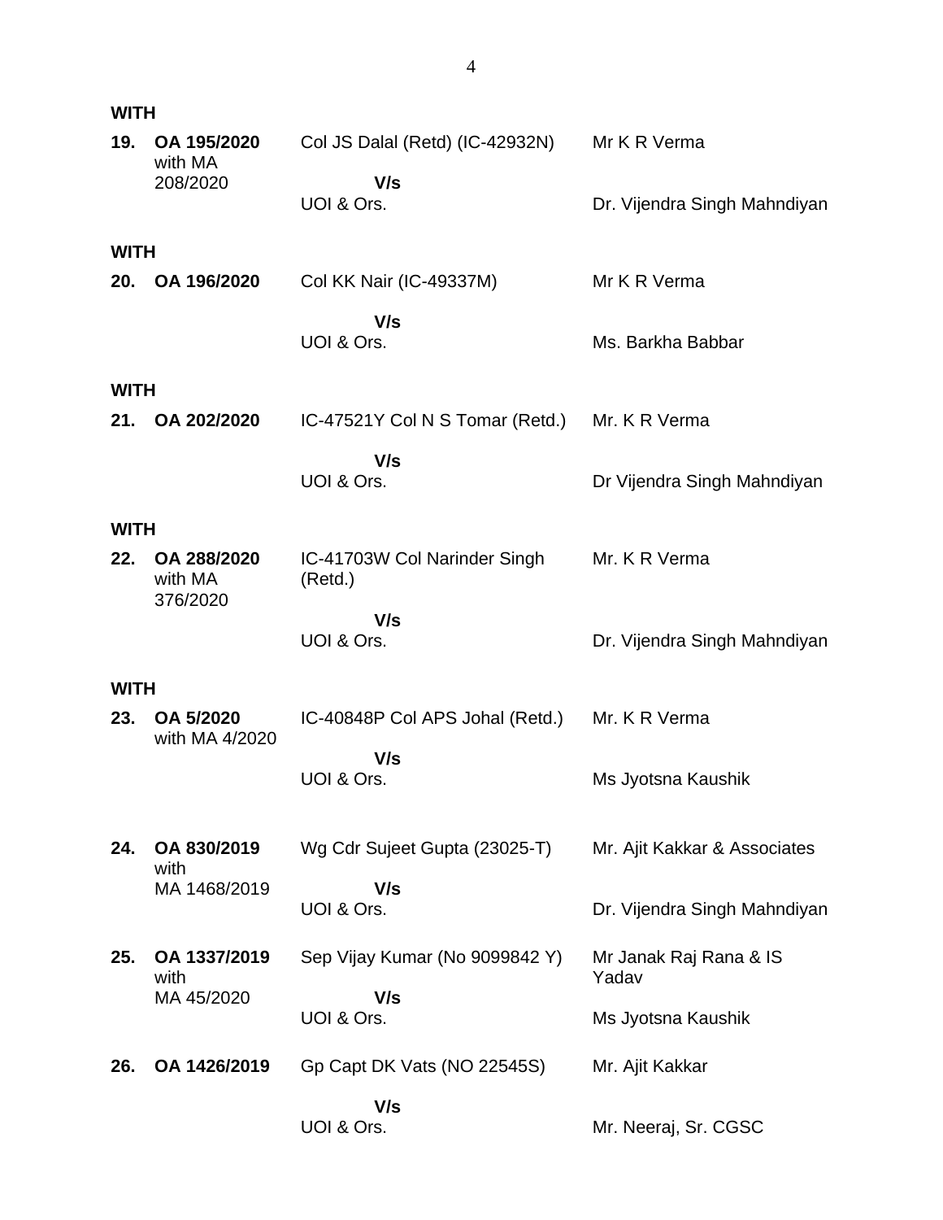**WITH**

| | | | |
|---|---|---|---|
| **19.** | **OA 195/2020** with MA 208/2020 | Col JS Dalal (Retd) (IC-42932N) **V/s** UOI & Ors. | Mr K R Verma<br>Dr. Vijendra Singh Mahndiyan |

**WITH**

| | | | |
|---|---|---|---|
| **20.** | **OA 196/2020** | Col KK Nair (IC-49337M) **V/s** UOI & Ors. | Mr K R Verma<br>Ms. Barkha Babbar |

**WITH**

| | | | |
|---|---|---|---|
| **21.** | **OA 202/2020** | IC-47521Y Col N S Tomar (Retd.) **V/s** UOI & Ors. | Mr. K R Verma<br>Dr Vijendra Singh Mahndiyan |

**WITH**

| | | | |
|---|---|---|---|
| **22.** | **OA 288/2020** with MA 376/2020 | IC-41703W Col Narinder Singh (Retd.) **V/s** UOI & Ors. | Mr. K R Verma<br>Dr. Vijendra Singh Mahndiyan |

**WITH**

| | | | |
|---|---|---|---|
| **23.** | **OA 5/2020** with MA 4/2020 | IC-40848P Col APS Johal (Retd.) **V/s** UOI & Ors. | Mr. K R Verma<br>Ms Jyotsna Kaushik |
| **24.** | **OA 830/2019** with MA 1468/2019 | Wg Cdr Sujeet Gupta (23025-T) **V/s** UOI & Ors. | Mr. Ajit Kakkar & Associates<br>Dr. Vijendra Singh Mahndiyan |
| **25.** | **OA 1337/2019** with MA 45/2020 | Sep Vijay Kumar (No 9099842 Y) **V/s** UOI & Ors. | Mr Janak Raj Rana & IS Yadav<br>Ms Jyotsna Kaushik |
| **26.** | **OA 1426/2019** | Gp Capt DK Vats (NO 22545S) **V/s** UOI & Ors. | Mr. Ajit Kakkar<br>Mr. Neeraj, Sr. CGSC |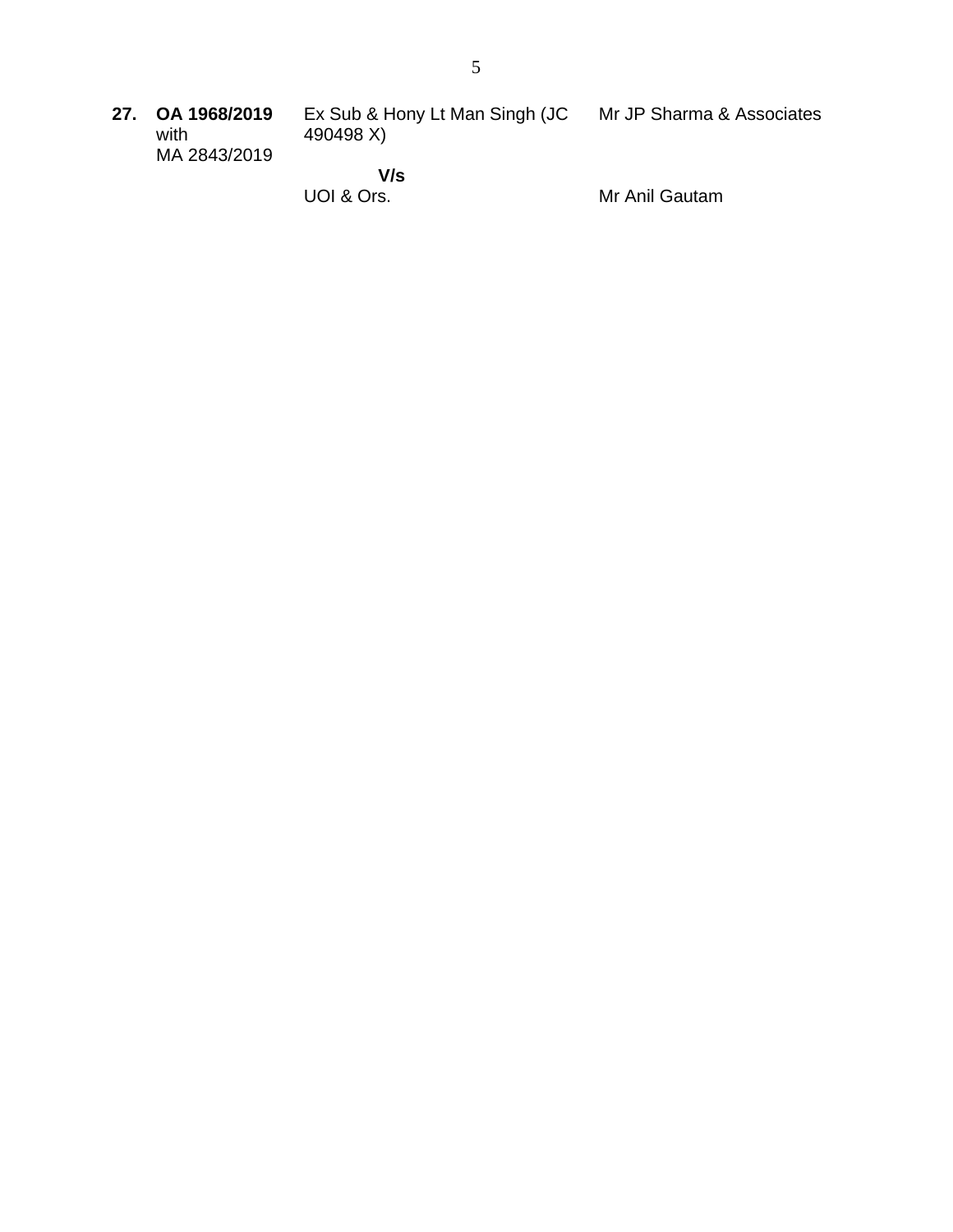| | | | |
|---|---|---|---|
| **27.** | **OA 1968/2019** with MA 2843/2019 | Ex Sub & Hony Lt Man Singh (JC 490498 X) | Mr JP Sharma & Associates |
| | | **V/s** | |
| | | UOI & Ors. | Mr Anil Gautam |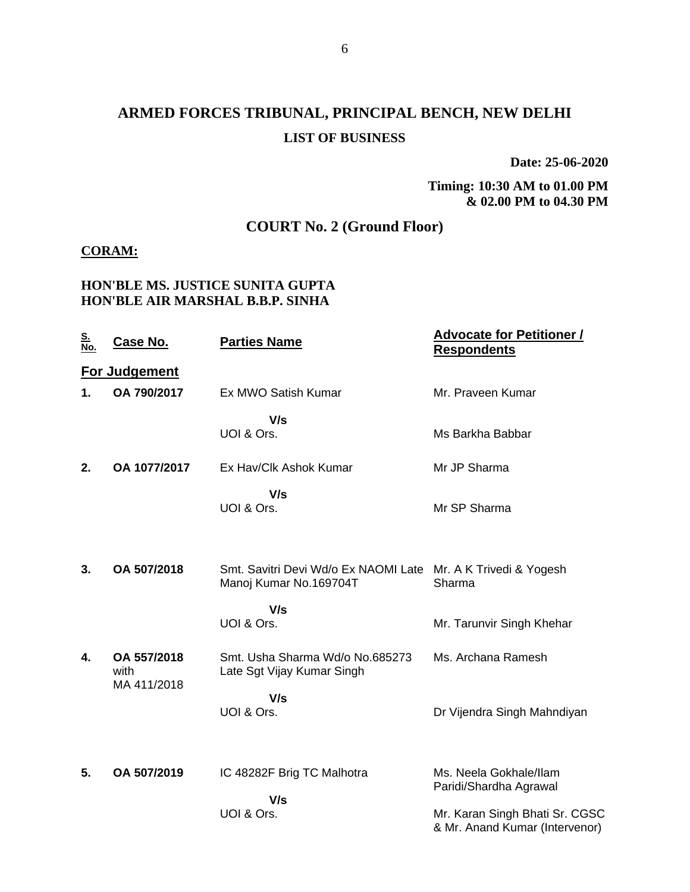# ARMED FORCES TRIBUNAL, PRINCIPAL BENCH, NEW DELHI

## LIST OF BUSINESS

**Date: 25-06-2020**

**Timing: 10:30 AM to 01.00 PM & 02.00 PM to 04.30 PM**

## COURT No. 2 (Ground Floor)

**CORAM:**

**HON'BLE MS. JUSTICE SUNITA GUPTA**
**HON'BLE AIR MARSHAL B.B.P. SINHA**

| S. No. | Case No. | Parties Name | Advocate for Petitioner / Respondents |
|---|---|---|---|
| **For Judgement** | | | |
| **1.** | **OA 790/2017** | Ex MWO Satish Kumar | Mr. Praveen Kumar |
| | | **V/s** UOI & Ors. | Ms Barkha Babbar |
| **2.** | **OA 1077/2017** | Ex Hav/Clk Ashok Kumar | Mr JP Sharma |
| | | **V/s** UOI & Ors. | Mr SP Sharma |
| **3.** | **OA 507/2018** | Smt. Savitri Devi Wd/o Ex NAOMI Late Manoj Kumar No.169704T | Mr. A K Trivedi & Yogesh Sharma |
| | | **V/s** UOI & Ors. | Mr. Tarunvir Singh Khehar |
| **4.** | **OA 557/2018** with MA 411/2018 | Smt. Usha Sharma Wd/o No.685273 Late Sgt Vijay Kumar Singh | Ms. Archana Ramesh |
| | | **V/s** UOI & Ors. | Dr Vijendra Singh Mahndiyan |
| **5.** | **OA 507/2019** | IC 48282F Brig TC Malhotra | Ms. Neela Gokhale/Ilam Paridi/Shardha Agrawal |
| | | **V/s** UOI & Ors. | Mr. Karan Singh Bhati Sr. CGSC & Mr. Anand Kumar (Intervenor) |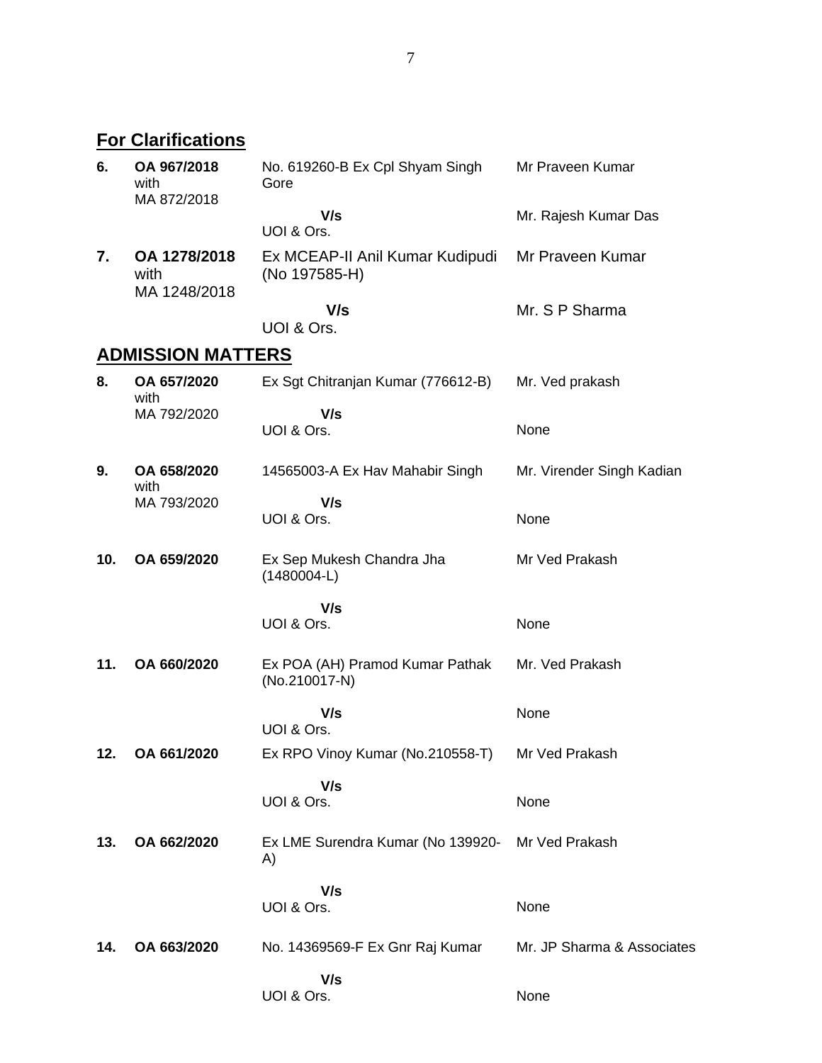## For Clarifications

| | | | |
|---|---|---|---|
| **6.** | **OA 967/2018** with MA 872/2018 | No. 619260-B Ex Cpl Shyam Singh Gore | Mr Praveen Kumar |
| | | **V/s** UOI & Ors. | Mr. Rajesh Kumar Das |
| **7.** | **OA 1278/2018** with MA 1248/2018 | Ex MCEAP-II Anil Kumar Kudipudi (No 197585-H) | Mr Praveen Kumar |
| | | **V/s** UOI & Ors. | Mr. S P Sharma |

## ADMISSION MATTERS

| | | | |
|---|---|---|---|
| **8.** | **OA 657/2020** with MA 792/2020 | Ex Sgt Chitranjan Kumar (776612-B) | Mr. Ved prakash |
| | | **V/s** UOI & Ors. | None |
| **9.** | **OA 658/2020** with MA 793/2020 | 14565003-A Ex Hav Mahabir Singh | Mr. Virender Singh Kadian |
| | | **V/s** UOI & Ors. | None |
| **10.** | **OA 659/2020** | Ex Sep Mukesh Chandra Jha (1480004-L) | Mr Ved Prakash |
| | | **V/s** UOI & Ors. | None |
| **11.** | **OA 660/2020** | Ex POA (AH) Pramod Kumar Pathak (No.210017-N) | Mr. Ved Prakash |
| | | **V/s** UOI & Ors. | None |
| **12.** | **OA 661/2020** | Ex RPO Vinoy Kumar (No.210558-T) | Mr Ved Prakash |
| | | **V/s** UOI & Ors. | None |
| **13.** | **OA 662/2020** | Ex LME Surendra Kumar (No 139920-A) | Mr Ved Prakash |
| | | **V/s** UOI & Ors. | None |
| **14.** | **OA 663/2020** | No. 14369569-F Ex Gnr Raj Kumar | Mr. JP Sharma & Associates |
| | | **V/s** UOI & Ors. | None |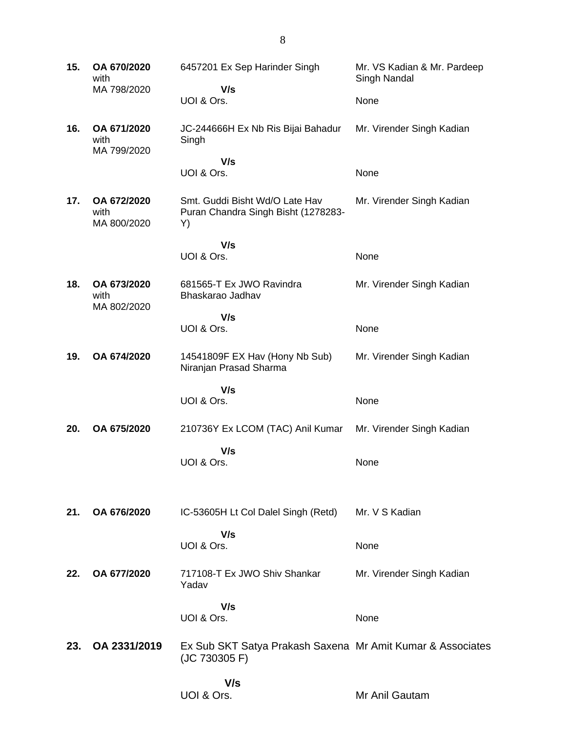| | | | |
|---|---|---|---|
| **15.** | **OA 670/2020** with MA 798/2020 | 6457201 Ex Sep Harinder Singh<br><br>**V/s**<br>UOI & Ors. | Mr. VS Kadian & Mr. Pardeep Singh Nandal<br><br>None |
| **16.** | **OA 671/2020** with MA 799/2020 | JC-244666H Ex Nb Ris Bijai Bahadur Singh<br><br>**V/s**<br>UOI & Ors. | Mr. Virender Singh Kadian<br><br>None |
| **17.** | **OA 672/2020** with MA 800/2020 | Smt. Guddi Bisht Wd/O Late Hav Puran Chandra Singh Bisht (1278283-Y)<br><br>**V/s**<br>UOI & Ors. | Mr. Virender Singh Kadian<br><br>None |
| **18.** | **OA 673/2020** with MA 802/2020 | 681565-T Ex JWO Ravindra Bhaskarao Jadhav<br><br>**V/s**<br>UOI & Ors. | Mr. Virender Singh Kadian<br><br>None |
| **19.** | **OA 674/2020** | 14541809F EX Hav (Hony Nb Sub) Niranjan Prasad Sharma<br><br>**V/s**<br>UOI & Ors. | Mr. Virender Singh Kadian<br><br>None |
| **20.** | **OA 675/2020** | 210736Y Ex LCOM (TAC) Anil Kumar<br><br>**V/s**<br>UOI & Ors. | Mr. Virender Singh Kadian<br><br>None |
| **21.** | **OA 676/2020** | IC-53605H Lt Col Dalel Singh (Retd)<br><br>**V/s**<br>UOI & Ors. | Mr. V S Kadian<br><br>None |
| **22.** | **OA 677/2020** | 717108-T Ex JWO Shiv Shankar Yadav<br><br>**V/s**<br>UOI & Ors. | Mr. Virender Singh Kadian<br><br>None |
| **23.** | **OA 2331/2019** | Ex Sub SKT Satya Prakash Saxena (JC 730305 F)<br><br>**V/s**<br>UOI & Ors. | Mr Amit Kumar & Associates<br><br>Mr Anil Gautam |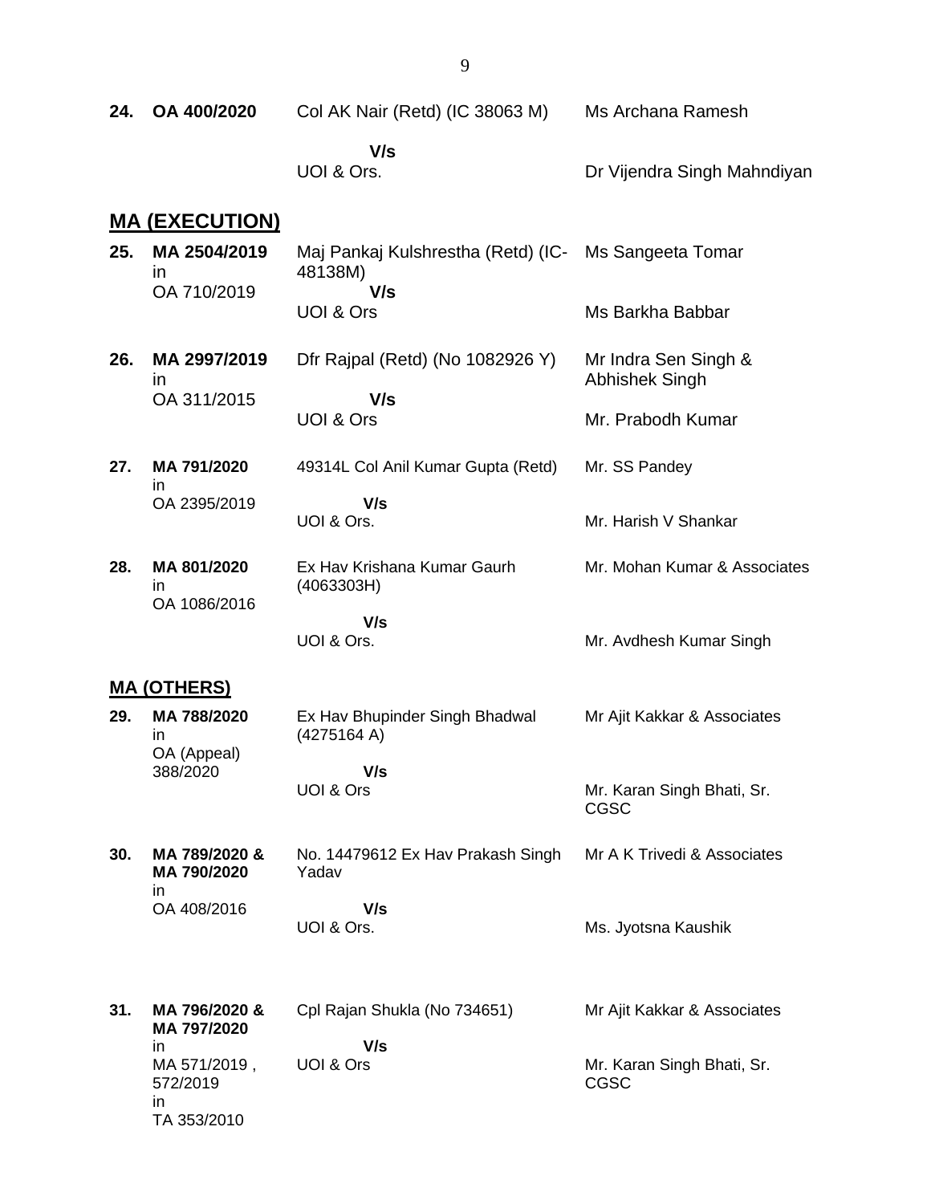| | | | |
|---|---|---|---|
| **24.** | **OA 400/2020** | Col AK Nair (Retd) (IC 38063 M)<br>**V/s**<br>UOI & Ors. | Ms Archana Ramesh<br><br>Dr Vijendra Singh Mahndiyan |

## MA (EXECUTION)

| | | | |
|---|---|---|---|
| **25.** | **MA 2504/2019** in OA 710/2019 | Maj Pankaj Kulshrestha (Retd) (IC-48138M)<br>**V/s**<br>UOI & Ors | Ms Sangeeta Tomar<br><br>Ms Barkha Babbar |
| **26.** | **MA 2997/2019** in OA 311/2015 | Dfr Rajpal (Retd) (No 1082926 Y)<br>**V/s**<br>UOI & Ors | Mr Indra Sen Singh & Abhishek Singh<br><br>Mr. Prabodh Kumar |
| **27.** | **MA 791/2020** in OA 2395/2019 | 49314L Col Anil Kumar Gupta (Retd)<br>**V/s**<br>UOI & Ors. | Mr. SS Pandey<br><br>Mr. Harish V Shankar |
| **28.** | **MA 801/2020** in OA 1086/2016 | Ex Hav Krishana Kumar Gaurh (4063303H)<br>**V/s**<br>UOI & Ors. | Mr. Mohan Kumar & Associates<br><br>Mr. Avdhesh Kumar Singh |

## MA (OTHERS)

| | | | |
|---|---|---|---|
| **29.** | **MA 788/2020** in OA (Appeal) 388/2020 | Ex Hav Bhupinder Singh Bhadwal (4275164 A)<br>**V/s**<br>UOI & Ors | Mr Ajit Kakkar & Associates<br><br>Mr. Karan Singh Bhati, Sr. CGSC |
| **30.** | **MA 789/2020 & MA 790/2020** in OA 408/2016 | No. 14479612 Ex Hav Prakash Singh Yadav<br>**V/s**<br>UOI & Ors. | Mr A K Trivedi & Associates<br><br>Ms. Jyotsna Kaushik |
| **31.** | **MA 796/2020 & MA 797/2020** in MA 571/2019 , 572/2019 in TA 353/2010 | Cpl Rajan Shukla (No 734651)<br>**V/s**<br>UOI & Ors | Mr Ajit Kakkar & Associates<br><br>Mr. Karan Singh Bhati, Sr. CGSC |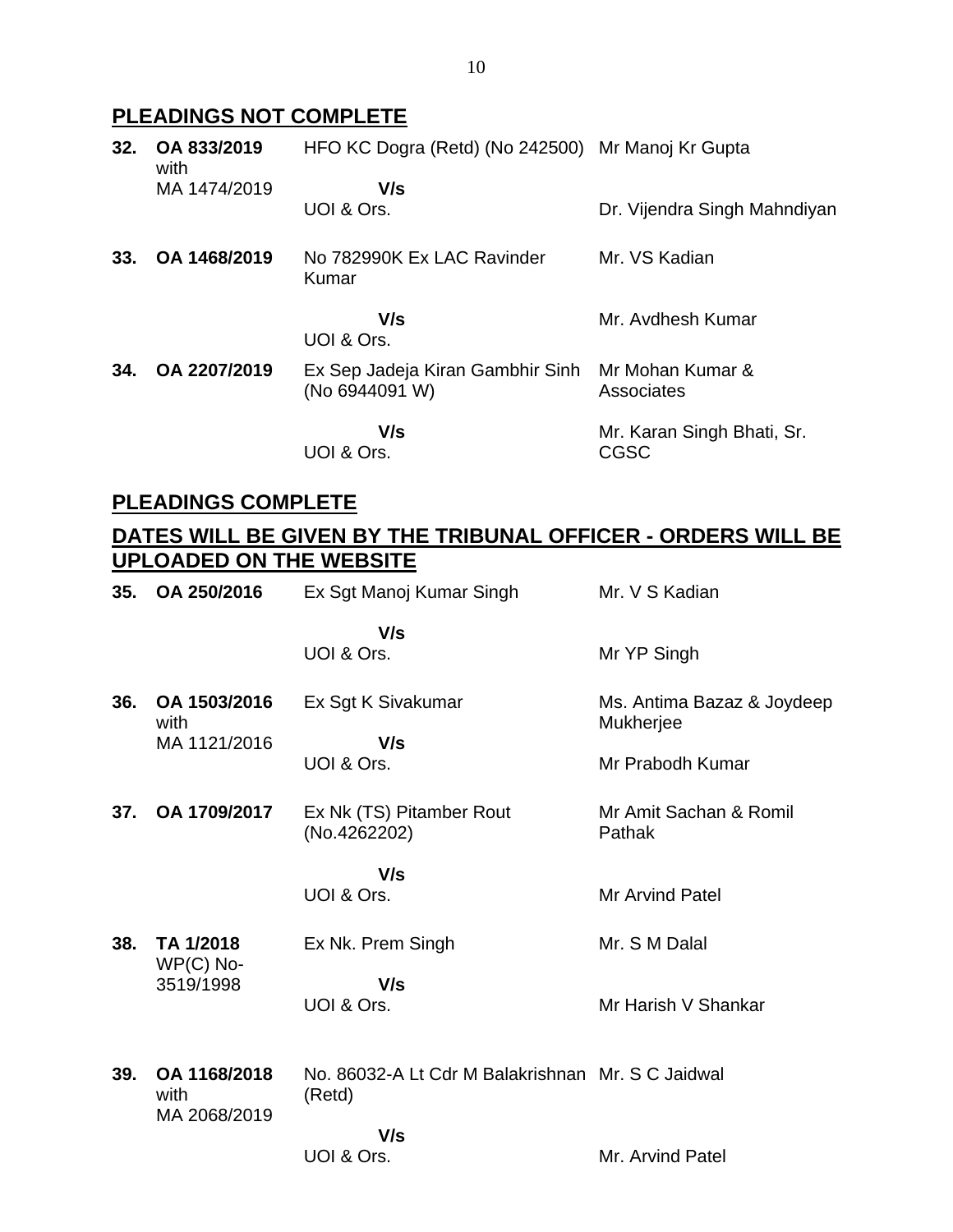## PLEADINGS NOT COMPLETE

| | | | |
|---|---|---|---|
| **32.** | **OA 833/2019** with MA 1474/2019 | HFO KC Dogra (Retd) (No 242500) | Mr Manoj Kr Gupta |
| | | **V/s** UOI & Ors. | Dr. Vijendra Singh Mahndiyan |
| **33.** | **OA 1468/2019** | No 782990K Ex LAC Ravinder Kumar | Mr. VS Kadian |
| | | **V/s** UOI & Ors. | Mr. Avdhesh Kumar |
| **34.** | **OA 2207/2019** | Ex Sep Jadeja Kiran Gambhir Sinh (No 6944091 W) | Mr Mohan Kumar & Associates |
| | | **V/s** UOI & Ors. | Mr. Karan Singh Bhati, Sr. CGSC |

## PLEADINGS COMPLETE

## DATES WILL BE GIVEN BY THE TRIBUNAL OFFICER - ORDERS WILL BE UPLOADED ON THE WEBSITE

| | | | |
|---|---|---|---|
| **35.** | **OA 250/2016** | Ex Sgt Manoj Kumar Singh | Mr. V S Kadian |
| | | **V/s** UOI & Ors. | Mr YP Singh |
| **36.** | **OA 1503/2016** with MA 1121/2016 | Ex Sgt K Sivakumar | Ms. Antima Bazaz & Joydeep Mukherjee |
| | | **V/s** UOI & Ors. | Mr Prabodh Kumar |
| **37.** | **OA 1709/2017** | Ex Nk (TS) Pitamber Rout (No.4262202) | Mr Amit Sachan & Romil Pathak |
| | | **V/s** UOI & Ors. | Mr Arvind Patel |
| **38.** | **TA 1/2018** WP(C) No-3519/1998 | Ex Nk. Prem Singh | Mr. S M Dalal |
| | | **V/s** UOI & Ors. | Mr Harish V Shankar |
| **39.** | **OA 1168/2018** with MA 2068/2019 | No. 86032-A Lt Cdr M Balakrishnan (Retd) | Mr. S C Jaidwal |
| | | **V/s** UOI & Ors. | Mr. Arvind Patel |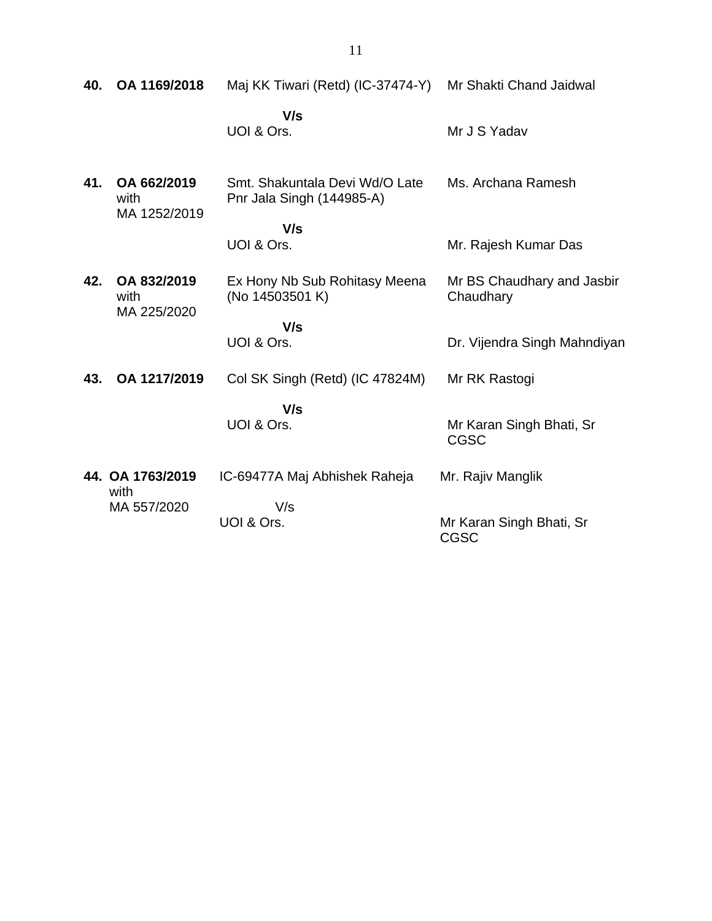| No. | Case No. | Parties | Counsel |
|---|---|---|---|
| **40.** | **OA 1169/2018** | Maj KK Tiwari (Retd) (IC-37474-Y) | Mr Shakti Chand Jaidwal |
| | | **V/s** | |
| | | UOI & Ors. | Mr J S Yadav |
| **41.** | **OA 662/2019** with MA 1252/2019 | Smt. Shakuntala Devi Wd/O Late Pnr Jala Singh (144985-A) | Ms. Archana Ramesh |
| | | **V/s** | |
| | | UOI & Ors. | Mr. Rajesh Kumar Das |
| **42.** | **OA 832/2019** with MA 225/2020 | Ex Hony Nb Sub Rohitasy Meena (No 14503501 K) | Mr BS Chaudhary and Jasbir Chaudhary |
| | | **V/s** | |
| | | UOI & Ors. | Dr. Vijendra Singh Mahndiyan |
| **43.** | **OA 1217/2019** | Col SK Singh (Retd) (IC 47824M) | Mr RK Rastogi |
| | | **V/s** | |
| | | UOI & Ors. | Mr Karan Singh Bhati, Sr CGSC |
| **44.** | **OA 1763/2019** with MA 557/2020 | IC-69477A Maj Abhishek Raheja | Mr. Rajiv Manglik |
| | | V/s | |
| | | UOI & Ors. | Mr Karan Singh Bhati, Sr CGSC |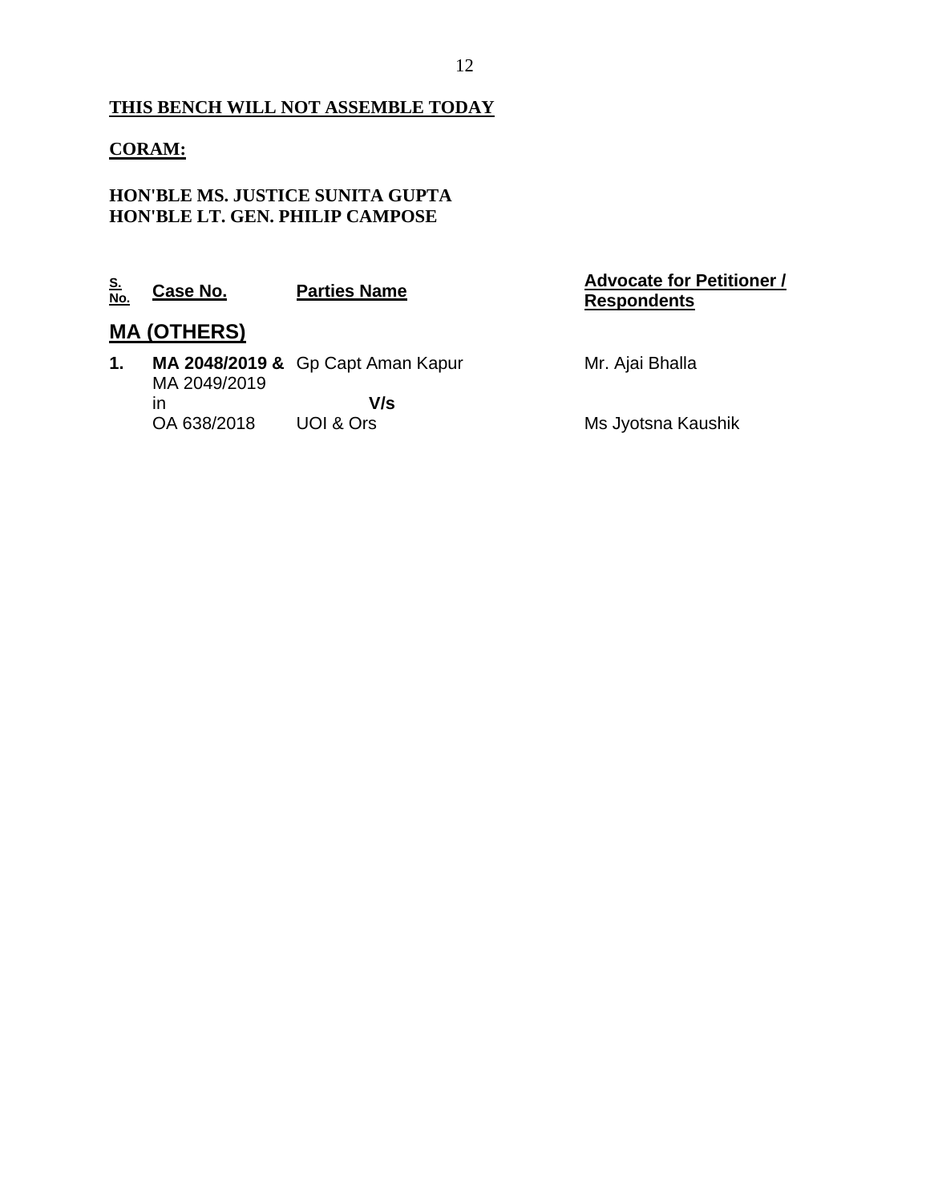**THIS BENCH WILL NOT ASSEMBLE TODAY**

**CORAM:**

**HON'BLE MS. JUSTICE SUNITA GUPTA**
**HON'BLE LT. GEN. PHILIP CAMPOSE**

| S. No. | Case No. | Parties Name | Advocate for Petitioner / Respondents |
|---|---|---|---|
| **MA (OTHERS)** | | | |
| **1.** | **MA 2048/2019 &** MA 2049/2019 in OA 638/2018 | Gp Capt Aman Kapur **V/s** UOI & Ors | Mr. Ajai Bhalla<br>Ms Jyotsna Kaushik |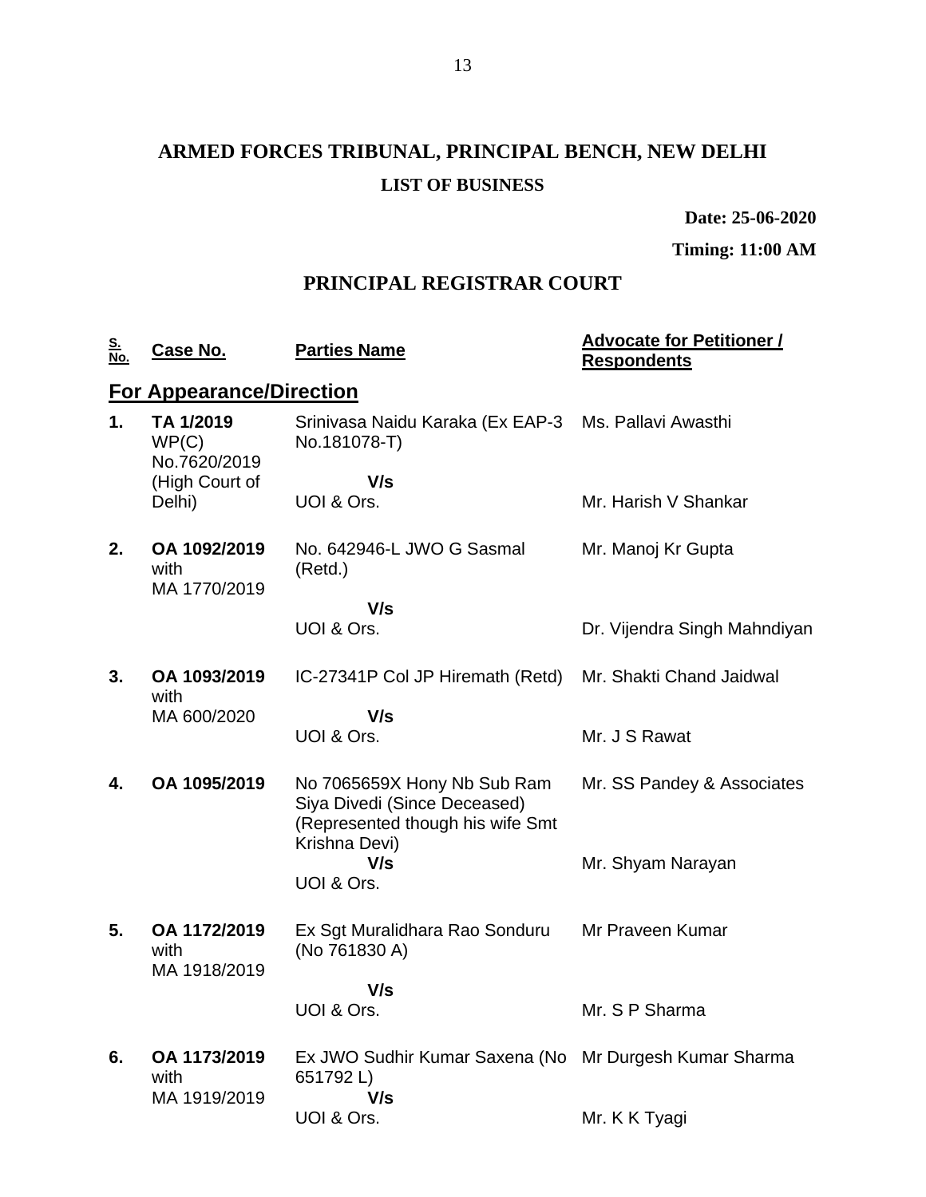# ARMED FORCES TRIBUNAL, PRINCIPAL BENCH, NEW DELHI

### LIST OF BUSINESS

**Date: 25-06-2020**

**Timing: 11:00 AM**

## PRINCIPAL REGISTRAR COURT

| S. No. | Case No. | Parties Name | Advocate for Petitioner / Respondents |
|---|---|---|---|
| **For Appearance/Direction** | | | |
| **1.** | **TA 1/2019** WP(C) No.7620/2019 (High Court of Delhi) | Srinivasa Naidu Karaka (Ex EAP-3 No.181078-T) **V/s** UOI & Ors. | Ms. Pallavi Awasthi<br>Mr. Harish V Shankar |
| **2.** | **OA 1092/2019** with MA 1770/2019 | No. 642946-L JWO G Sasmal (Retd.) **V/s** UOI & Ors. | Mr. Manoj Kr Gupta<br>Dr. Vijendra Singh Mahndiyan |
| **3.** | **OA 1093/2019** with MA 600/2020 | IC-27341P Col JP Hiremath (Retd) **V/s** UOI & Ors. | Mr. Shakti Chand Jaidwal<br>Mr. J S Rawat |
| **4.** | **OA 1095/2019** | No 7065659X Hony Nb Sub Ram Siya Divedi (Since Deceased) (Represented though his wife Smt Krishna Devi) **V/s** UOI & Ors. | Mr. SS Pandey & Associates<br>Mr. Shyam Narayan |
| **5.** | **OA 1172/2019** with MA 1918/2019 | Ex Sgt Muralidhara Rao Sonduru (No 761830 A) **V/s** UOI & Ors. | Mr Praveen Kumar<br>Mr. S P Sharma |
| **6.** | **OA 1173/2019** with MA 1919/2019 | Ex JWO Sudhir Kumar Saxena (No 651792 L) **V/s** UOI & Ors. | Mr Durgesh Kumar Sharma<br>Mr. K K Tyagi |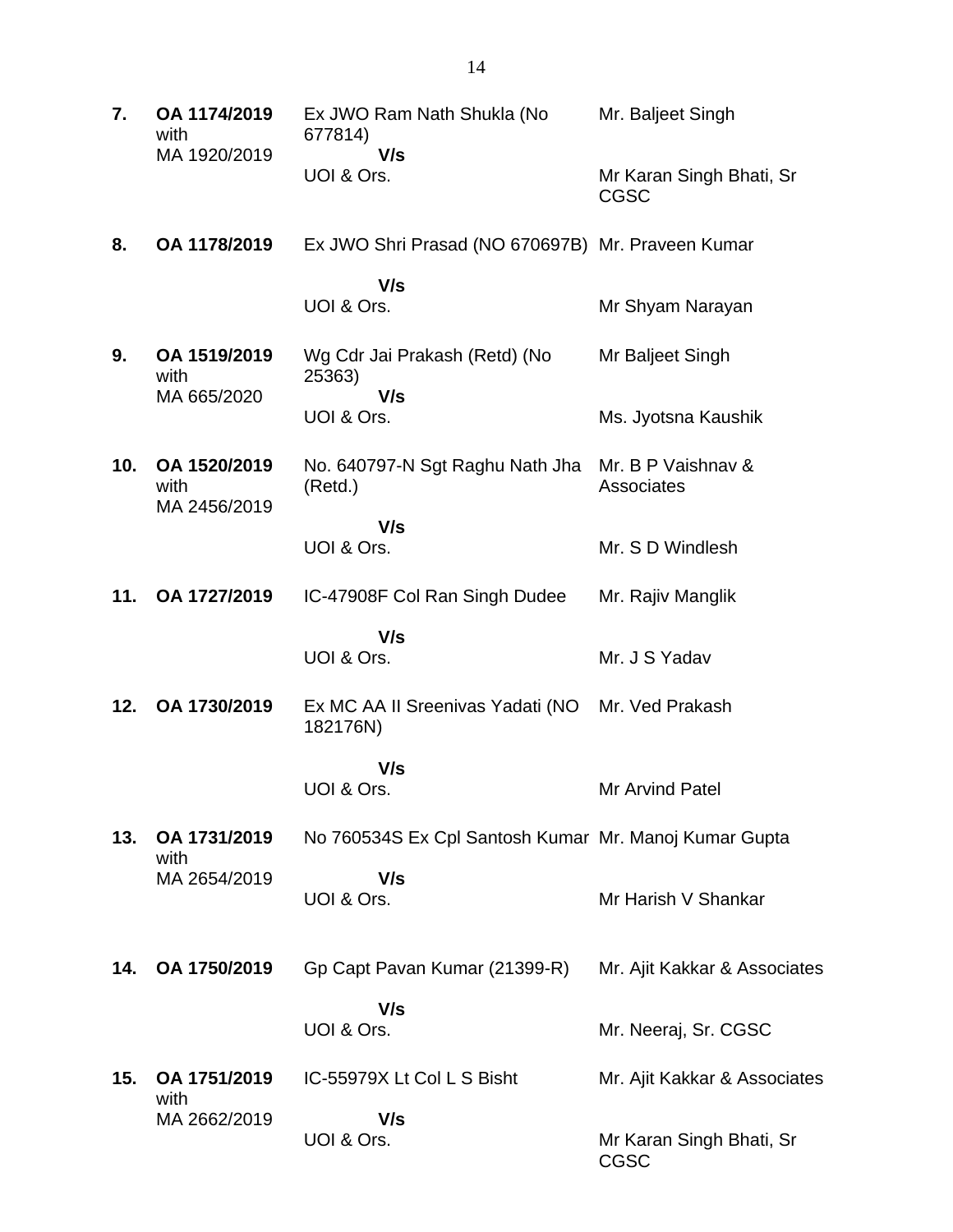| | | | |
|---|---|---|---|
| **7.** | **OA 1174/2019** with MA 1920/2019 | Ex JWO Ram Nath Shukla (No 677814) **V/s** UOI & Ors. | Mr. Baljeet Singh<br><br>Mr Karan Singh Bhati, Sr CGSC |
| **8.** | **OA 1178/2019** | Ex JWO Shri Prasad (NO 670697B) **V/s** UOI & Ors. | Mr. Praveen Kumar<br><br>Mr Shyam Narayan |
| **9.** | **OA 1519/2019** with MA 665/2020 | Wg Cdr Jai Prakash (Retd) (No 25363) **V/s** UOI & Ors. | Mr Baljeet Singh<br><br>Ms. Jyotsna Kaushik |
| **10.** | **OA 1520/2019** with MA 2456/2019 | No. 640797-N Sgt Raghu Nath Jha (Retd.) **V/s** UOI & Ors. | Mr. B P Vaishnav & Associates<br><br>Mr. S D Windlesh |
| **11.** | **OA 1727/2019** | IC-47908F Col Ran Singh Dudee **V/s** UOI & Ors. | Mr. Rajiv Manglik<br><br>Mr. J S Yadav |
| **12.** | **OA 1730/2019** | Ex MC AA II Sreenivas Yadati (NO 182176N) **V/s** UOI & Ors. | Mr. Ved Prakash<br><br>Mr Arvind Patel |
| **13.** | **OA 1731/2019** with MA 2654/2019 | No 760534S Ex Cpl Santosh Kumar **V/s** UOI & Ors. | Mr. Manoj Kumar Gupta<br><br>Mr Harish V Shankar |
| **14.** | **OA 1750/2019** | Gp Capt Pavan Kumar (21399-R) **V/s** UOI & Ors. | Mr. Ajit Kakkar & Associates<br><br>Mr. Neeraj, Sr. CGSC |
| **15.** | **OA 1751/2019** with MA 2662/2019 | IC-55979X Lt Col L S Bisht **V/s** UOI & Ors. | Mr. Ajit Kakkar & Associates<br><br>Mr Karan Singh Bhati, Sr CGSC |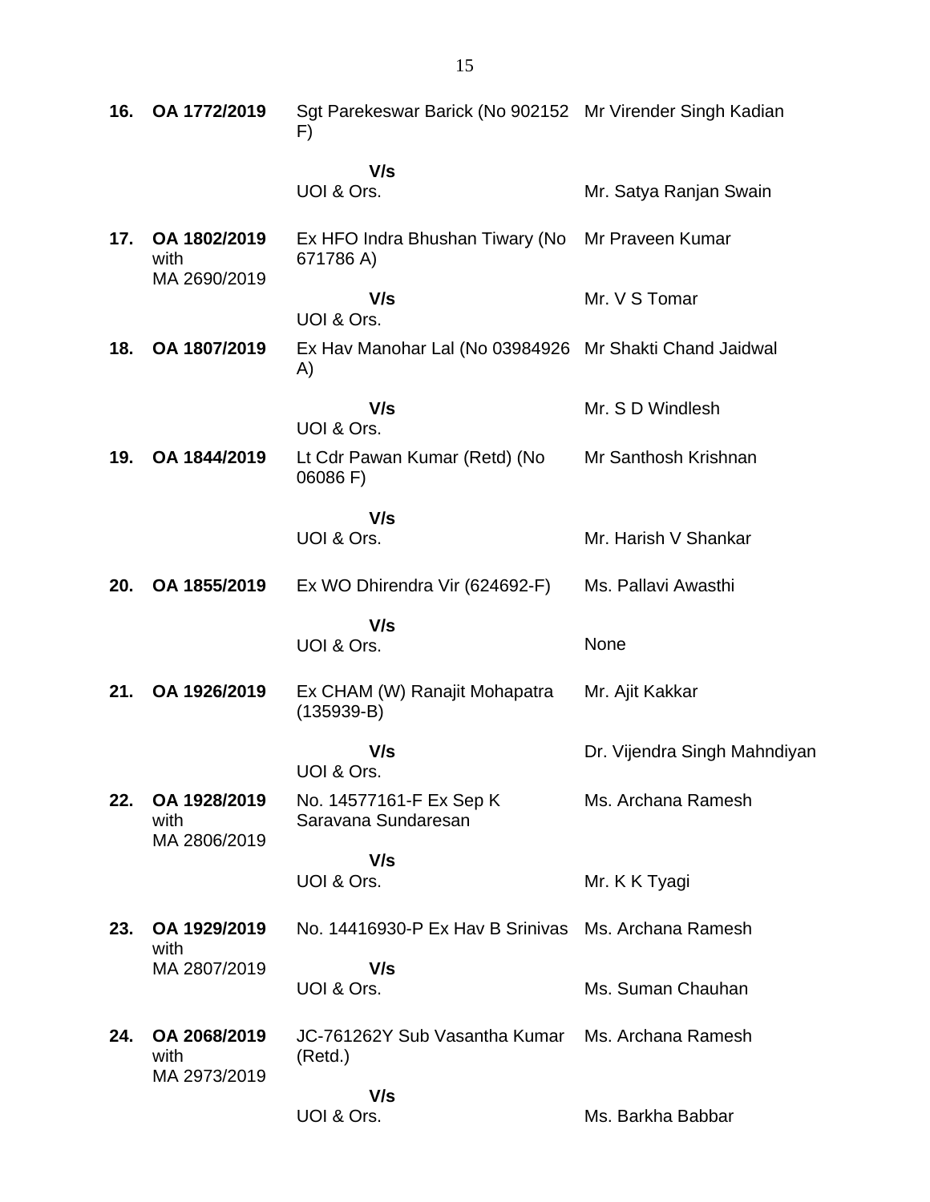| | | | |
|---|---|---|---|
| **16.** | **OA 1772/2019** | Sgt Parekeswar Barick (No 902152 F)<br><br>**V/s**<br>UOI & Ors. | Mr Virender Singh Kadian<br><br>Mr. Satya Ranjan Swain |
| **17.** | **OA 1802/2019** with MA 2690/2019 | Ex HFO Indra Bhushan Tiwary (No 671786 A)<br><br>**V/s**<br>UOI & Ors. | Mr Praveen Kumar<br><br>Mr. V S Tomar |
| **18.** | **OA 1807/2019** | Ex Hav Manohar Lal (No 03984926 A)<br><br>**V/s**<br>UOI & Ors. | Mr Shakti Chand Jaidwal<br><br>Mr. S D Windlesh |
| **19.** | **OA 1844/2019** | Lt Cdr Pawan Kumar (Retd) (No 06086 F)<br><br>**V/s**<br>UOI & Ors. | Mr Santhosh Krishnan<br><br>Mr. Harish V Shankar |
| **20.** | **OA 1855/2019** | Ex WO Dhirendra Vir (624692-F)<br><br>**V/s**<br>UOI & Ors. | Ms. Pallavi Awasthi<br><br>None |
| **21.** | **OA 1926/2019** | Ex CHAM (W) Ranajit Mohapatra (135939-B)<br><br>**V/s**<br>UOI & Ors. | Mr. Ajit Kakkar<br><br>Dr. Vijendra Singh Mahndiyan |
| **22.** | **OA 1928/2019** with MA 2806/2019 | No. 14577161-F Ex Sep K Saravana Sundaresan<br><br>**V/s**<br>UOI & Ors. | Ms. Archana Ramesh<br><br>Mr. K K Tyagi |
| **23.** | **OA 1929/2019** with MA 2807/2019 | No. 14416930-P Ex Hav B Srinivas<br><br>**V/s**<br>UOI & Ors. | Ms. Archana Ramesh<br><br>Ms. Suman Chauhan |
| **24.** | **OA 2068/2019** with MA 2973/2019 | JC-761262Y Sub Vasantha Kumar (Retd.)<br><br>**V/s**<br>UOI & Ors. | Ms. Archana Ramesh<br><br>Ms. Barkha Babbar |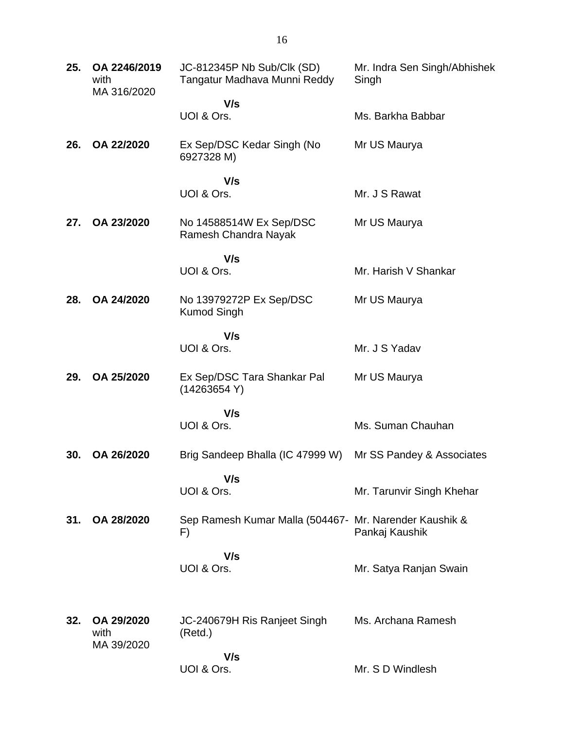| | | | |
|---|---|---|---|
| **25.** | **OA 2246/2019** with MA 316/2020 | JC-812345P Nb Sub/Clk (SD) Tangatur Madhava Munni Reddy | Mr. Indra Sen Singh/Abhishek Singh |
| | | **V/s** | |
| | | UOI & Ors. | Ms. Barkha Babbar |
| **26.** | **OA 22/2020** | Ex Sep/DSC Kedar Singh (No 6927328 M) | Mr US Maurya |
| | | **V/s** | |
| | | UOI & Ors. | Mr. J S Rawat |
| **27.** | **OA 23/2020** | No 14588514W Ex Sep/DSC Ramesh Chandra Nayak | Mr US Maurya |
| | | **V/s** | |
| | | UOI & Ors. | Mr. Harish V Shankar |
| **28.** | **OA 24/2020** | No 13979272P Ex Sep/DSC Kumod Singh | Mr US Maurya |
| | | **V/s** | |
| | | UOI & Ors. | Mr. J S Yadav |
| **29.** | **OA 25/2020** | Ex Sep/DSC Tara Shankar Pal (14263654 Y) | Mr US Maurya |
| | | **V/s** | |
| | | UOI & Ors. | Ms. Suman Chauhan |
| **30.** | **OA 26/2020** | Brig Sandeep Bhalla (IC 47999 W) | Mr SS Pandey & Associates |
| | | **V/s** | |
| | | UOI & Ors. | Mr. Tarunvir Singh Khehar |
| **31.** | **OA 28/2020** | Sep Ramesh Kumar Malla (504467-F) | Mr. Narender Kaushik & Pankaj Kaushik |
| | | **V/s** | |
| | | UOI & Ors. | Mr. Satya Ranjan Swain |
| **32.** | **OA 29/2020** with MA 39/2020 | JC-240679H Ris Ranjeet Singh (Retd.) | Ms. Archana Ramesh |
| | | **V/s** | |
| | | UOI & Ors. | Mr. S D Windlesh |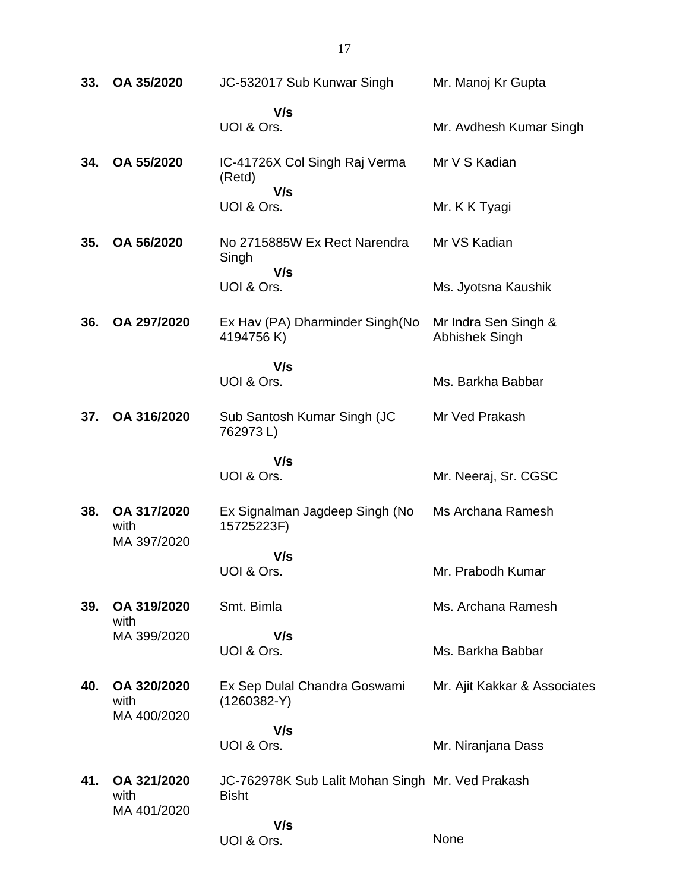| | | | |
|---|---|---|---|
| **33.** | **OA 35/2020** | JC-532017 Sub Kunwar Singh<br>**V/s**<br>UOI & Ors. | Mr. Manoj Kr Gupta<br><br>Mr. Avdhesh Kumar Singh |
| **34.** | **OA 55/2020** | IC-41726X Col Singh Raj Verma (Retd)<br>**V/s**<br>UOI & Ors. | Mr V S Kadian<br><br>Mr. K K Tyagi |
| **35.** | **OA 56/2020** | No 2715885W Ex Rect Narendra Singh<br>**V/s**<br>UOI & Ors. | Mr VS Kadian<br><br>Ms. Jyotsna Kaushik |
| **36.** | **OA 297/2020** | Ex Hav (PA) Dharminder Singh(No 4194756 K)<br>**V/s**<br>UOI & Ors. | Mr Indra Sen Singh & Abhishek Singh<br><br>Ms. Barkha Babbar |
| **37.** | **OA 316/2020** | Sub Santosh Kumar Singh (JC 762973 L)<br>**V/s**<br>UOI & Ors. | Mr Ved Prakash<br><br>Mr. Neeraj, Sr. CGSC |
| **38.** | **OA 317/2020** with MA 397/2020 | Ex Signalman Jagdeep Singh (No 15725223F)<br>**V/s**<br>UOI & Ors. | Ms Archana Ramesh<br><br>Mr. Prabodh Kumar |
| **39.** | **OA 319/2020** with MA 399/2020 | Smt. Bimla<br>**V/s**<br>UOI & Ors. | Ms. Archana Ramesh<br><br>Ms. Barkha Babbar |
| **40.** | **OA 320/2020** with MA 400/2020 | Ex Sep Dulal Chandra Goswami (1260382-Y)<br>**V/s**<br>UOI & Ors. | Mr. Ajit Kakkar & Associates<br><br>Mr. Niranjana Dass |
| **41.** | **OA 321/2020** with MA 401/2020 | JC-762978K Sub Lalit Mohan Singh Bisht<br>**V/s**<br>UOI & Ors. | Mr. Ved Prakash<br><br>None |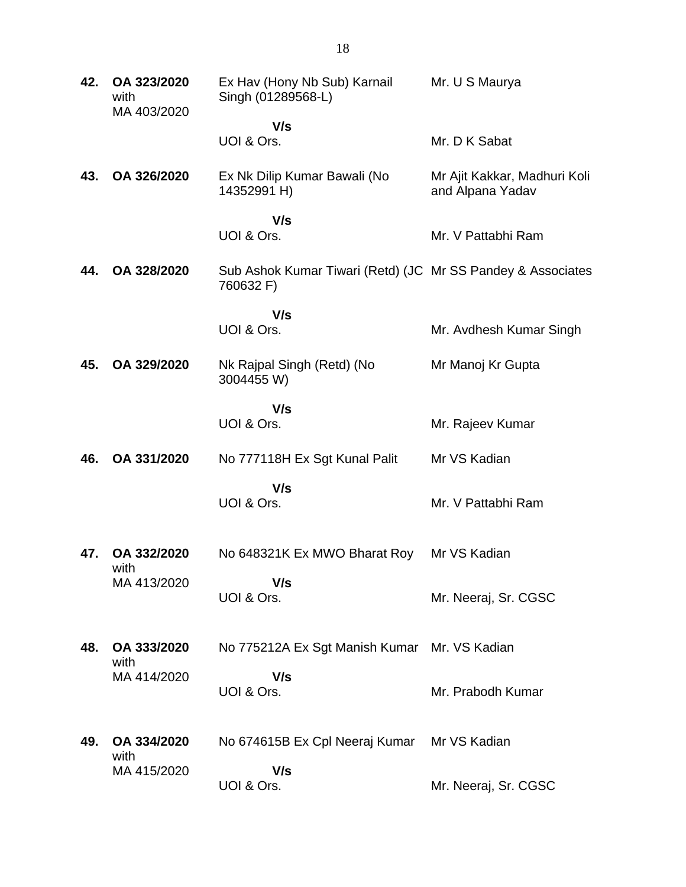| | | | |
|---|---|---|---|
| **42.** | **OA 323/2020** with MA 403/2020 | Ex Hav (Hony Nb Sub) Karnail Singh (01289568-L)<br><br>**V/s**<br>UOI & Ors. | Mr. U S Maurya<br><br><br>Mr. D K Sabat |
| **43.** | **OA 326/2020** | Ex Nk Dilip Kumar Bawali (No 14352991 H)<br><br>**V/s**<br>UOI & Ors. | Mr Ajit Kakkar, Madhuri Koli and Alpana Yadav<br><br>Mr. V Pattabhi Ram |
| **44.** | **OA 328/2020** | Sub Ashok Kumar Tiwari (Retd) (JC 760632 F)<br><br>**V/s**<br>UOI & Ors. | Mr SS Pandey & Associates<br><br><br>Mr. Avdhesh Kumar Singh |
| **45.** | **OA 329/2020** | Nk Rajpal Singh (Retd) (No 3004455 W)<br><br>**V/s**<br>UOI & Ors. | Mr Manoj Kr Gupta<br><br><br>Mr. Rajeev Kumar |
| **46.** | **OA 331/2020** | No 777118H Ex Sgt Kunal Palit<br><br>**V/s**<br>UOI & Ors. | Mr VS Kadian<br><br>Mr. V Pattabhi Ram |
| **47.** | **OA 332/2020** with MA 413/2020 | No 648321K Ex MWO Bharat Roy<br><br>**V/s**<br>UOI & Ors. | Mr VS Kadian<br><br>Mr. Neeraj, Sr. CGSC |
| **48.** | **OA 333/2020** with MA 414/2020 | No 775212A Ex Sgt Manish Kumar<br><br>**V/s**<br>UOI & Ors. | Mr. VS Kadian<br><br>Mr. Prabodh Kumar |
| **49.** | **OA 334/2020** with MA 415/2020 | No 674615B Ex Cpl Neeraj Kumar<br><br>**V/s**<br>UOI & Ors. | Mr VS Kadian<br><br>Mr. Neeraj, Sr. CGSC |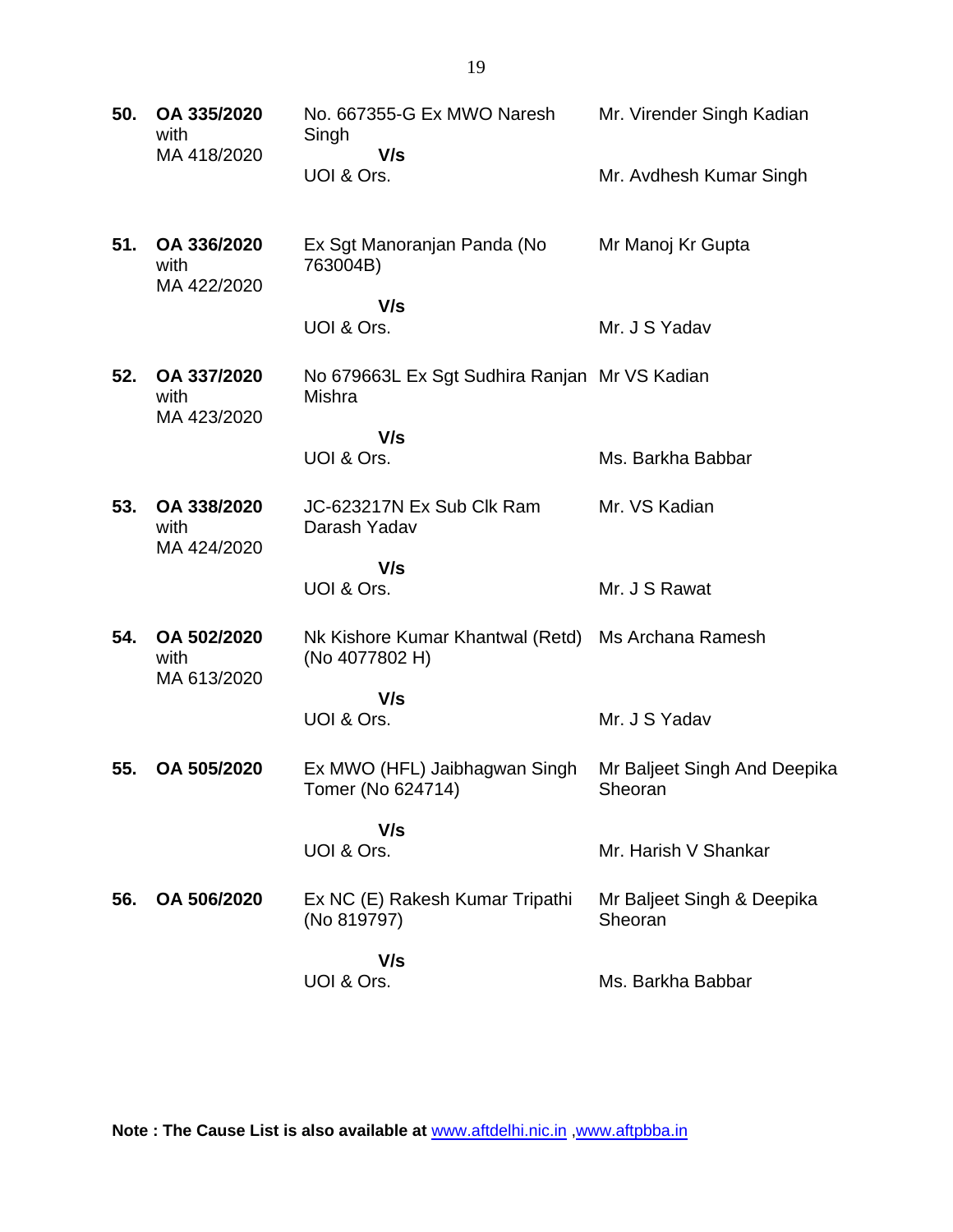| | | | |
|---|---|---|---|
| **50.** | **OA 335/2020** with MA 418/2020 | No. 667355-G Ex MWO Naresh Singh **V/s** UOI & Ors. | Mr. Virender Singh Kadian<br><br>Mr. Avdhesh Kumar Singh |
| **51.** | **OA 336/2020** with MA 422/2020 | Ex Sgt Manoranjan Panda (No 763004B) **V/s** UOI & Ors. | Mr Manoj Kr Gupta<br><br>Mr. J S Yadav |
| **52.** | **OA 337/2020** with MA 423/2020 | No 679663L Ex Sgt Sudhira Ranjan Mishra **V/s** UOI & Ors. | Mr VS Kadian<br><br>Ms. Barkha Babbar |
| **53.** | **OA 338/2020** with MA 424/2020 | JC-623217N Ex Sub Clk Ram Darash Yadav **V/s** UOI & Ors. | Mr. VS Kadian<br><br>Mr. J S Rawat |
| **54.** | **OA 502/2020** with MA 613/2020 | Nk Kishore Kumar Khantwal (Retd) (No 4077802 H) **V/s** UOI & Ors. | Ms Archana Ramesh<br><br>Mr. J S Yadav |
| **55.** | **OA 505/2020** | Ex MWO (HFL) Jaibhagwan Singh Tomer (No 624714) **V/s** UOI & Ors. | Mr Baljeet Singh And Deepika Sheoran<br><br>Mr. Harish V Shankar |
| **56.** | **OA 506/2020** | Ex NC (E) Rakesh Kumar Tripathi (No 819797) **V/s** UOI & Ors. | Mr Baljeet Singh & Deepika Sheoran<br><br>Ms. Barkha Babbar |

**Note : The Cause List is also available at** www.aftdelhi.nic.in ,www.aftpbba.in